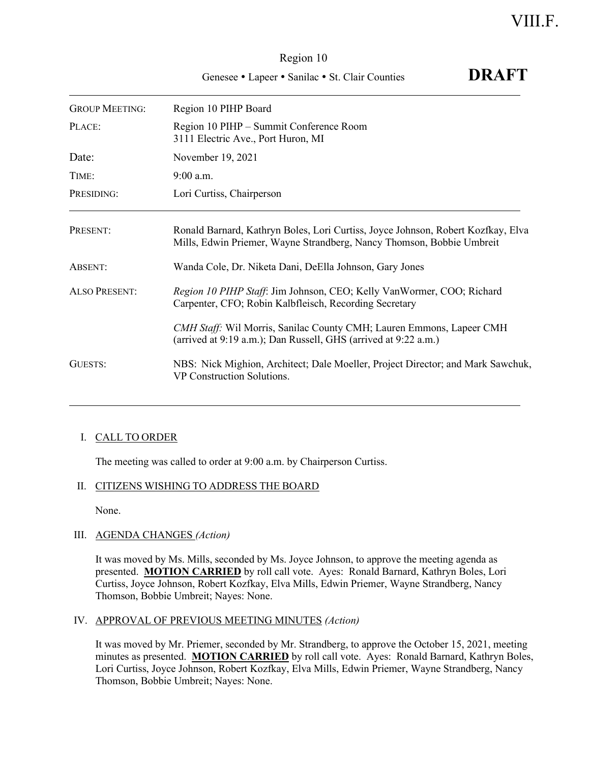VIII.F.

Region 10

Genesee • Lapeer • Sanilac • St. Clair Counties **DRAFT**

| | |
|---|---|
| GROUP MEETING: | Region 10 PIHP Board |
| PLACE: | Region 10 PIHP – Summit Conference Room<br>3111 Electric Ave., Port Huron, MI |
| Date: | November 19, 2021 |
| TIME: | 9:00 a.m. |
| PRESIDING: | Lori Curtiss, Chairperson |

| | |
|---|---|
| PRESENT: | Ronald Barnard, Kathryn Boles, Lori Curtiss, Joyce Johnson, Robert Kozfkay, Elva Mills, Edwin Priemer, Wayne Strandberg, Nancy Thomson, Bobbie Umbreit |
| ABSENT: | Wanda Cole, Dr. Niketa Dani, DeElla Johnson, Gary Jones |
| ALSO PRESENT: | *Region 10 PIHP Staff*: Jim Johnson, CEO; Kelly VanWormer, COO; Richard Carpenter, CFO; Robin Kalbfleisch, Recording Secretary<br><br>*CMH Staff:* Wil Morris, Sanilac County CMH; Lauren Emmons, Lapeer CMH (arrived at 9:19 a.m.); Dan Russell, GHS (arrived at 9:22 a.m.) |
| GUESTS: | NBS: Nick Mighion, Architect; Dale Moeller, Project Director; and Mark Sawchuk, VP Construction Solutions. |

## I. CALL TO ORDER

The meeting was called to order at 9:00 a.m. by Chairperson Curtiss.

## II. CITIZENS WISHING TO ADDRESS THE BOARD

None.

## III. AGENDA CHANGES *(Action)*

It was moved by Ms. Mills, seconded by Ms. Joyce Johnson, to approve the meeting agenda as presented. **MOTION CARRIED** by roll call vote. Ayes: Ronald Barnard, Kathryn Boles, Lori Curtiss, Joyce Johnson, Robert Kozfkay, Elva Mills, Edwin Priemer, Wayne Strandberg, Nancy Thomson, Bobbie Umbreit; Nayes: None.

## IV. APPROVAL OF PREVIOUS MEETING MINUTES *(Action)*

It was moved by Mr. Priemer, seconded by Mr. Strandberg, to approve the October 15, 2021, meeting minutes as presented. **MOTION CARRIED** by roll call vote. Ayes: Ronald Barnard, Kathryn Boles, Lori Curtiss, Joyce Johnson, Robert Kozfkay, Elva Mills, Edwin Priemer, Wayne Strandberg, Nancy Thomson, Bobbie Umbreit; Nayes: None.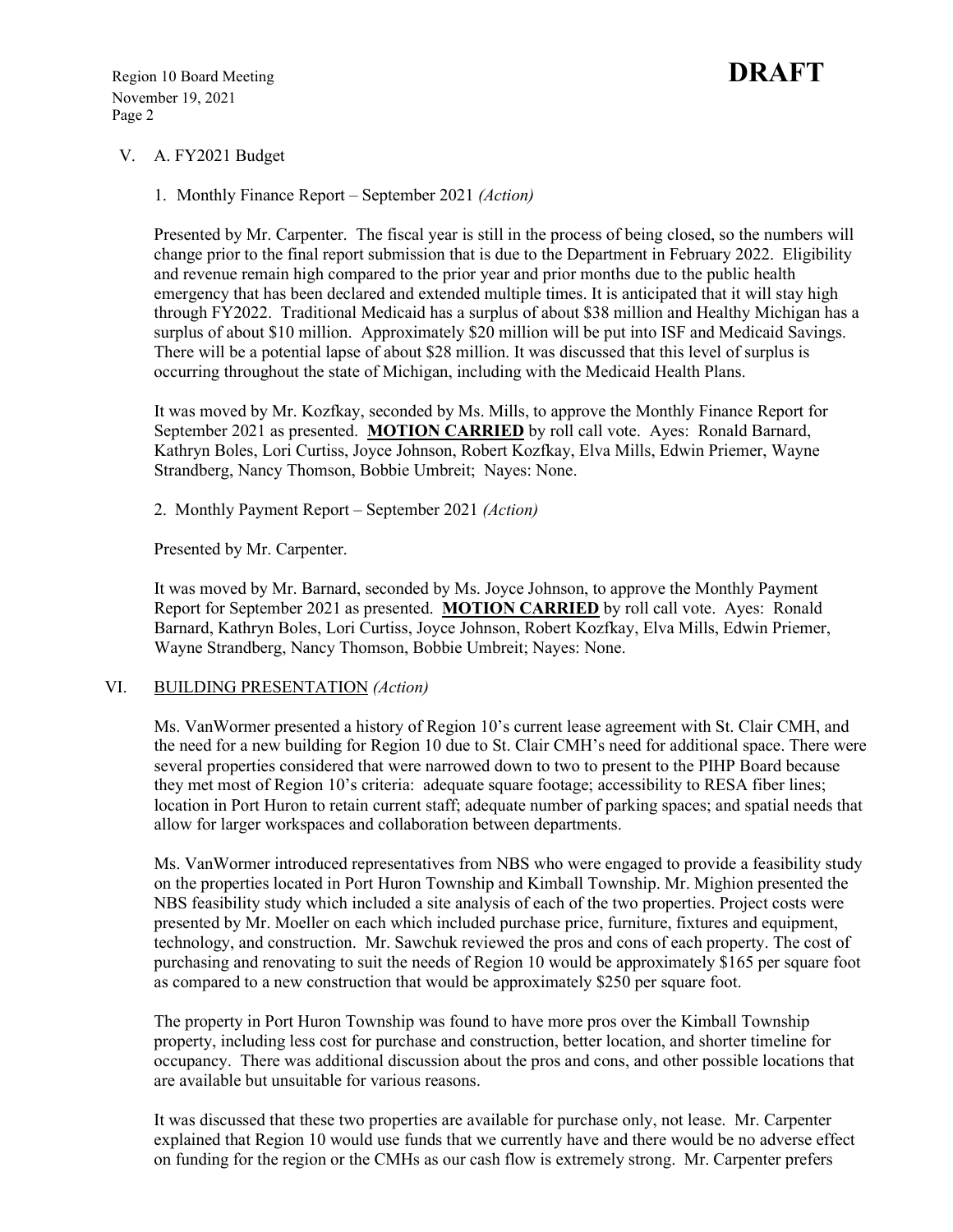V. A. FY2021 Budget

1. Monthly Finance Report – September 2021 *(Action)*

Presented by Mr. Carpenter. The fiscal year is still in the process of being closed, so the numbers will change prior to the final report submission that is due to the Department in February 2022. Eligibility and revenue remain high compared to the prior year and prior months due to the public health emergency that has been declared and extended multiple times. It is anticipated that it will stay high through FY2022. Traditional Medicaid has a surplus of about $38 million and Healthy Michigan has a surplus of about $10 million. Approximately $20 million will be put into ISF and Medicaid Savings. There will be a potential lapse of about $28 million. It was discussed that this level of surplus is occurring throughout the state of Michigan, including with the Medicaid Health Plans.

It was moved by Mr. Kozfkay, seconded by Ms. Mills, to approve the Monthly Finance Report for September 2021 as presented. <u>**MOTION CARRIED**</u> by roll call vote. Ayes: Ronald Barnard, Kathryn Boles, Lori Curtiss, Joyce Johnson, Robert Kozfkay, Elva Mills, Edwin Priemer, Wayne Strandberg, Nancy Thomson, Bobbie Umbreit; Nayes: None.

2. Monthly Payment Report – September 2021 *(Action)*

Presented by Mr. Carpenter.

It was moved by Mr. Barnard, seconded by Ms. Joyce Johnson, to approve the Monthly Payment Report for September 2021 as presented. <u>**MOTION CARRIED**</u> by roll call vote. Ayes: Ronald Barnard, Kathryn Boles, Lori Curtiss, Joyce Johnson, Robert Kozfkay, Elva Mills, Edwin Priemer, Wayne Strandberg, Nancy Thomson, Bobbie Umbreit; Nayes: None.

VI. <u>BUILDING PRESENTATION</u> *(Action)*

Ms. VanWormer presented a history of Region 10's current lease agreement with St. Clair CMH, and the need for a new building for Region 10 due to St. Clair CMH's need for additional space. There were several properties considered that were narrowed down to two to present to the PIHP Board because they met most of Region 10's criteria: adequate square footage; accessibility to RESA fiber lines; location in Port Huron to retain current staff; adequate number of parking spaces; and spatial needs that allow for larger workspaces and collaboration between departments.

Ms. VanWormer introduced representatives from NBS who were engaged to provide a feasibility study on the properties located in Port Huron Township and Kimball Township. Mr. Mighion presented the NBS feasibility study which included a site analysis of each of the two properties. Project costs were presented by Mr. Moeller on each which included purchase price, furniture, fixtures and equipment, technology, and construction. Mr. Sawchuk reviewed the pros and cons of each property. The cost of purchasing and renovating to suit the needs of Region 10 would be approximately $165 per square foot as compared to a new construction that would be approximately $250 per square foot.

The property in Port Huron Township was found to have more pros over the Kimball Township property, including less cost for purchase and construction, better location, and shorter timeline for occupancy. There was additional discussion about the pros and cons, and other possible locations that are available but unsuitable for various reasons.

It was discussed that these two properties are available for purchase only, not lease. Mr. Carpenter explained that Region 10 would use funds that we currently have and there would be no adverse effect on funding for the region or the CMHs as our cash flow is extremely strong. Mr. Carpenter prefers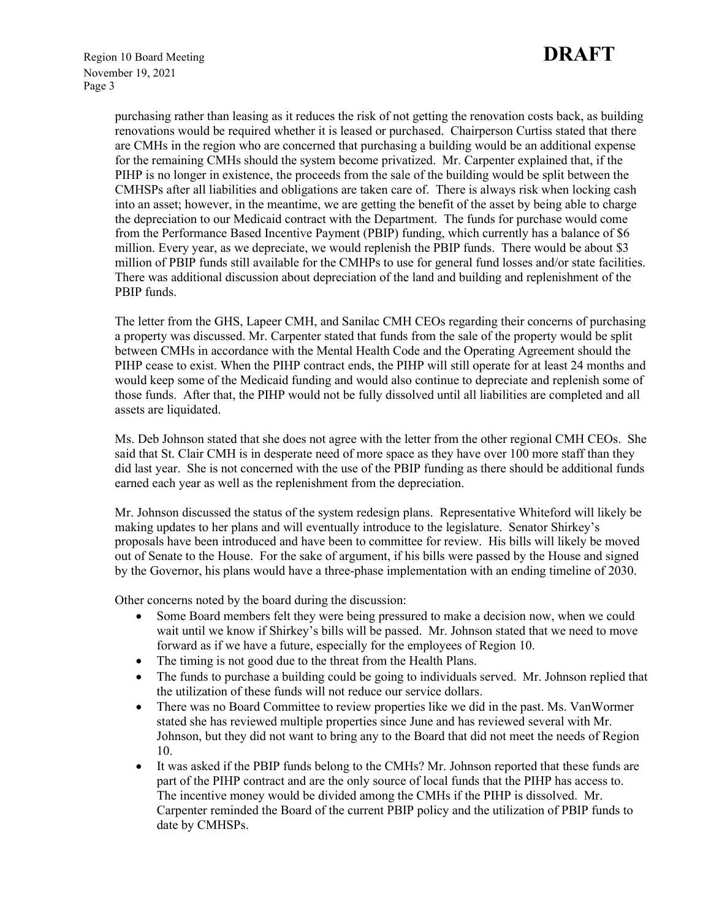purchasing rather than leasing as it reduces the risk of not getting the renovation costs back, as building renovations would be required whether it is leased or purchased. Chairperson Curtiss stated that there are CMHs in the region who are concerned that purchasing a building would be an additional expense for the remaining CMHs should the system become privatized. Mr. Carpenter explained that, if the PIHP is no longer in existence, the proceeds from the sale of the building would be split between the CMHSPs after all liabilities and obligations are taken care of. There is always risk when locking cash into an asset; however, in the meantime, we are getting the benefit of the asset by being able to charge the depreciation to our Medicaid contract with the Department. The funds for purchase would come from the Performance Based Incentive Payment (PBIP) funding, which currently has a balance of \$6 million. Every year, as we depreciate, we would replenish the PBIP funds. There would be about \$3 million of PBIP funds still available for the CMHPs to use for general fund losses and/or state facilities. There was additional discussion about depreciation of the land and building and replenishment of the PBIP funds.

The letter from the GHS, Lapeer CMH, and Sanilac CMH CEOs regarding their concerns of purchasing a property was discussed. Mr. Carpenter stated that funds from the sale of the property would be split between CMHs in accordance with the Mental Health Code and the Operating Agreement should the PIHP cease to exist. When the PIHP contract ends, the PIHP will still operate for at least 24 months and would keep some of the Medicaid funding and would also continue to depreciate and replenish some of those funds. After that, the PIHP would not be fully dissolved until all liabilities are completed and all assets are liquidated.

Ms. Deb Johnson stated that she does not agree with the letter from the other regional CMH CEOs. She said that St. Clair CMH is in desperate need of more space as they have over 100 more staff than they did last year. She is not concerned with the use of the PBIP funding as there should be additional funds earned each year as well as the replenishment from the depreciation.

Mr. Johnson discussed the status of the system redesign plans. Representative Whiteford will likely be making updates to her plans and will eventually introduce to the legislature. Senator Shirkey's proposals have been introduced and have been to committee for review. His bills will likely be moved out of Senate to the House. For the sake of argument, if his bills were passed by the House and signed by the Governor, his plans would have a three-phase implementation with an ending timeline of 2030.

Other concerns noted by the board during the discussion:

- Some Board members felt they were being pressured to make a decision now, when we could wait until we know if Shirkey's bills will be passed. Mr. Johnson stated that we need to move forward as if we have a future, especially for the employees of Region 10.
- The timing is not good due to the threat from the Health Plans.
- The funds to purchase a building could be going to individuals served. Mr. Johnson replied that the utilization of these funds will not reduce our service dollars.
- There was no Board Committee to review properties like we did in the past. Ms. VanWormer stated she has reviewed multiple properties since June and has reviewed several with Mr. Johnson, but they did not want to bring any to the Board that did not meet the needs of Region 10.
- It was asked if the PBIP funds belong to the CMHs? Mr. Johnson reported that these funds are part of the PIHP contract and are the only source of local funds that the PIHP has access to. The incentive money would be divided among the CMHs if the PIHP is dissolved. Mr. Carpenter reminded the Board of the current PBIP policy and the utilization of PBIP funds to date by CMHSPs.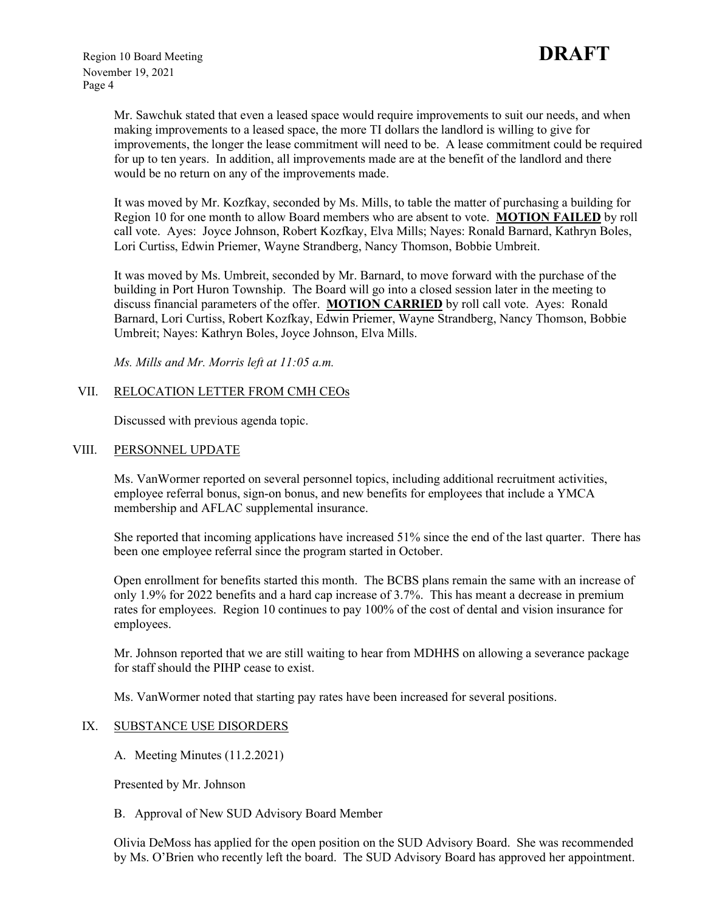Mr. Sawchuk stated that even a leased space would require improvements to suit our needs, and when making improvements to a leased space, the more TI dollars the landlord is willing to give for improvements, the longer the lease commitment will need to be. A lease commitment could be required for up to ten years. In addition, all improvements made are at the benefit of the landlord and there would be no return on any of the improvements made.

It was moved by Mr. Kozfkay, seconded by Ms. Mills, to table the matter of purchasing a building for Region 10 for one month to allow Board members who are absent to vote. **MOTION FAILED** by roll call vote. Ayes: Joyce Johnson, Robert Kozfkay, Elva Mills; Nayes: Ronald Barnard, Kathryn Boles, Lori Curtiss, Edwin Priemer, Wayne Strandberg, Nancy Thomson, Bobbie Umbreit.

It was moved by Ms. Umbreit, seconded by Mr. Barnard, to move forward with the purchase of the building in Port Huron Township. The Board will go into a closed session later in the meeting to discuss financial parameters of the offer. **MOTION CARRIED** by roll call vote. Ayes: Ronald Barnard, Lori Curtiss, Robert Kozfkay, Edwin Priemer, Wayne Strandberg, Nancy Thomson, Bobbie Umbreit; Nayes: Kathryn Boles, Joyce Johnson, Elva Mills.

*Ms. Mills and Mr. Morris left at 11:05 a.m.*

## VII. RELOCATION LETTER FROM CMH CEOs

Discussed with previous agenda topic.

## VIII. PERSONNEL UPDATE

Ms. VanWormer reported on several personnel topics, including additional recruitment activities, employee referral bonus, sign-on bonus, and new benefits for employees that include a YMCA membership and AFLAC supplemental insurance.

She reported that incoming applications have increased 51% since the end of the last quarter. There has been one employee referral since the program started in October.

Open enrollment for benefits started this month. The BCBS plans remain the same with an increase of only 1.9% for 2022 benefits and a hard cap increase of 3.7%. This has meant a decrease in premium rates for employees. Region 10 continues to pay 100% of the cost of dental and vision insurance for employees.

Mr. Johnson reported that we are still waiting to hear from MDHHS on allowing a severance package for staff should the PIHP cease to exist.

Ms. VanWormer noted that starting pay rates have been increased for several positions.

## IX. SUBSTANCE USE DISORDERS

A. Meeting Minutes (11.2.2021)

Presented by Mr. Johnson

B. Approval of New SUD Advisory Board Member

Olivia DeMoss has applied for the open position on the SUD Advisory Board. She was recommended by Ms. O'Brien who recently left the board. The SUD Advisory Board has approved her appointment.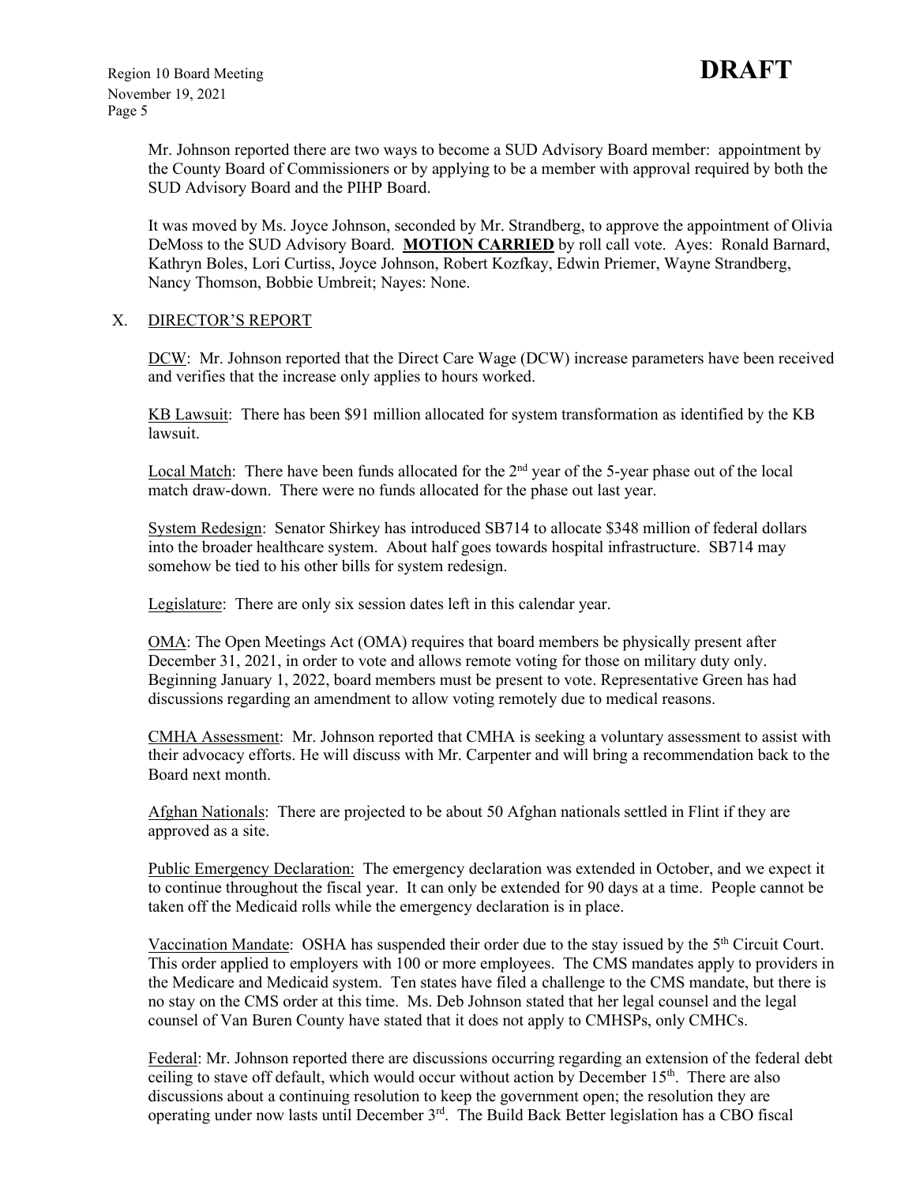Mr. Johnson reported there are two ways to become a SUD Advisory Board member: appointment by the County Board of Commissioners or by applying to be a member with approval required by both the SUD Advisory Board and the PIHP Board.

It was moved by Ms. Joyce Johnson, seconded by Mr. Strandberg, to approve the appointment of Olivia DeMoss to the SUD Advisory Board. **MOTION CARRIED** by roll call vote. Ayes: Ronald Barnard, Kathryn Boles, Lori Curtiss, Joyce Johnson, Robert Kozfkay, Edwin Priemer, Wayne Strandberg, Nancy Thomson, Bobbie Umbreit; Nayes: None.

## X. DIRECTOR'S REPORT

DCW: Mr. Johnson reported that the Direct Care Wage (DCW) increase parameters have been received and verifies that the increase only applies to hours worked.

KB Lawsuit: There has been $91 million allocated for system transformation as identified by the KB lawsuit.

Local Match: There have been funds allocated for the 2nd year of the 5-year phase out of the local match draw-down. There were no funds allocated for the phase out last year.

System Redesign: Senator Shirkey has introduced SB714 to allocate $348 million of federal dollars into the broader healthcare system. About half goes towards hospital infrastructure. SB714 may somehow be tied to his other bills for system redesign.

Legislature: There are only six session dates left in this calendar year.

OMA: The Open Meetings Act (OMA) requires that board members be physically present after December 31, 2021, in order to vote and allows remote voting for those on military duty only. Beginning January 1, 2022, board members must be present to vote. Representative Green has had discussions regarding an amendment to allow voting remotely due to medical reasons.

CMHA Assessment: Mr. Johnson reported that CMHA is seeking a voluntary assessment to assist with their advocacy efforts. He will discuss with Mr. Carpenter and will bring a recommendation back to the Board next month.

Afghan Nationals: There are projected to be about 50 Afghan nationals settled in Flint if they are approved as a site.

Public Emergency Declaration: The emergency declaration was extended in October, and we expect it to continue throughout the fiscal year. It can only be extended for 90 days at a time. People cannot be taken off the Medicaid rolls while the emergency declaration is in place.

Vaccination Mandate: OSHA has suspended their order due to the stay issued by the 5th Circuit Court. This order applied to employers with 100 or more employees. The CMS mandates apply to providers in the Medicare and Medicaid system. Ten states have filed a challenge to the CMS mandate, but there is no stay on the CMS order at this time. Ms. Deb Johnson stated that her legal counsel and the legal counsel of Van Buren County have stated that it does not apply to CMHSPs, only CMHCs.

Federal: Mr. Johnson reported there are discussions occurring regarding an extension of the federal debt ceiling to stave off default, which would occur without action by December 15th. There are also discussions about a continuing resolution to keep the government open; the resolution they are operating under now lasts until December 3rd. The Build Back Better legislation has a CBO fiscal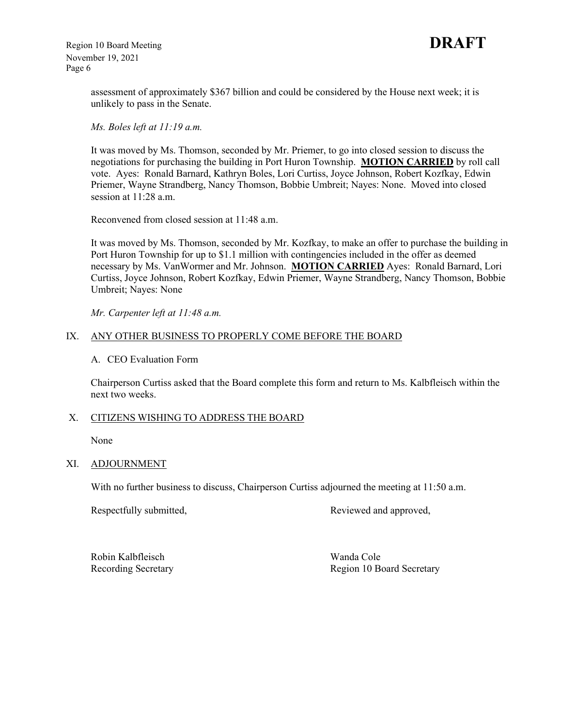**DRAFT**

assessment of approximately $367 billion and could be considered by the House next week; it is unlikely to pass in the Senate.

*Ms. Boles left at 11:19 a.m.*

It was moved by Ms. Thomson, seconded by Mr. Priemer, to go into closed session to discuss the negotiations for purchasing the building in Port Huron Township. **MOTION CARRIED** by roll call vote. Ayes: Ronald Barnard, Kathryn Boles, Lori Curtiss, Joyce Johnson, Robert Kozfkay, Edwin Priemer, Wayne Strandberg, Nancy Thomson, Bobbie Umbreit; Nayes: None. Moved into closed session at 11:28 a.m.

Reconvened from closed session at 11:48 a.m.

It was moved by Ms. Thomson, seconded by Mr. Kozfkay, to make an offer to purchase the building in Port Huron Township for up to $1.1 million with contingencies included in the offer as deemed necessary by Ms. VanWormer and Mr. Johnson. **MOTION CARRIED** Ayes: Ronald Barnard, Lori Curtiss, Joyce Johnson, Robert Kozfkay, Edwin Priemer, Wayne Strandberg, Nancy Thomson, Bobbie Umbreit; Nayes: None

*Mr. Carpenter left at 11:48 a.m.*

## IX. ANY OTHER BUSINESS TO PROPERLY COME BEFORE THE BOARD

A. CEO Evaluation Form

Chairperson Curtiss asked that the Board complete this form and return to Ms. Kalbfleisch within the next two weeks.

## X. CITIZENS WISHING TO ADDRESS THE BOARD

None

## XI. ADJOURNMENT

With no further business to discuss, Chairperson Curtiss adjourned the meeting at 11:50 a.m.

Respectfully submitted,

Robin Kalbfleisch
Recording Secretary

Reviewed and approved,

Wanda Cole
Region 10 Board Secretary